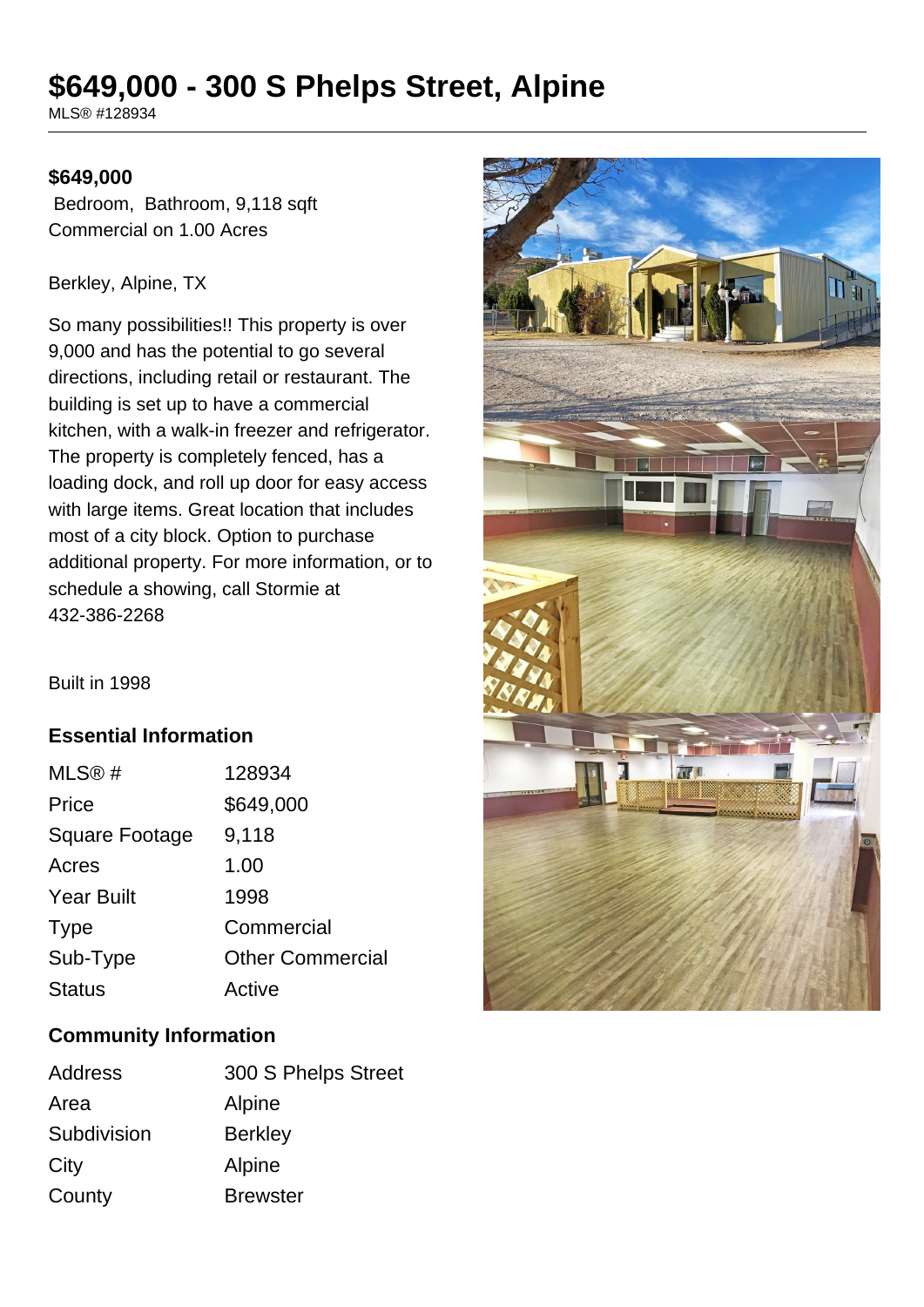# $649,000 - 300 S Phelps Street, Alpine

MLS® #128934

**$649,000**

Bedroom, Bathroom, 9,118 sqft
Commercial on 1.00 Acres

Berkley, Alpine, TX

So many possibilities!! This property is over 9,000 and has the potential to go several directions, including retail or restaurant. The building is set up to have a commercial kitchen, with a walk-in freezer and refrigerator. The property is completely fenced, has a loading dock, and roll up door for easy access with large items. Great location that includes most of a city block. Option to purchase additional property. For more information, or to schedule a showing, call Stormie at 432-386-2268

Built in 1998

## Essential Information

| | |
|---|---|
| MLS® # | 128934 |
| Price | $649,000 |
| Square Footage | 9,118 |
| Acres | 1.00 |
| Year Built | 1998 |
| Type | Commercial |
| Sub-Type | Other Commercial |
| Status | Active |

## Community Information

| | |
|---|---|
| Address | 300 S Phelps Street |
| Area | Alpine |
| Subdivision | Berkley |
| City | Alpine |
| County | Brewster |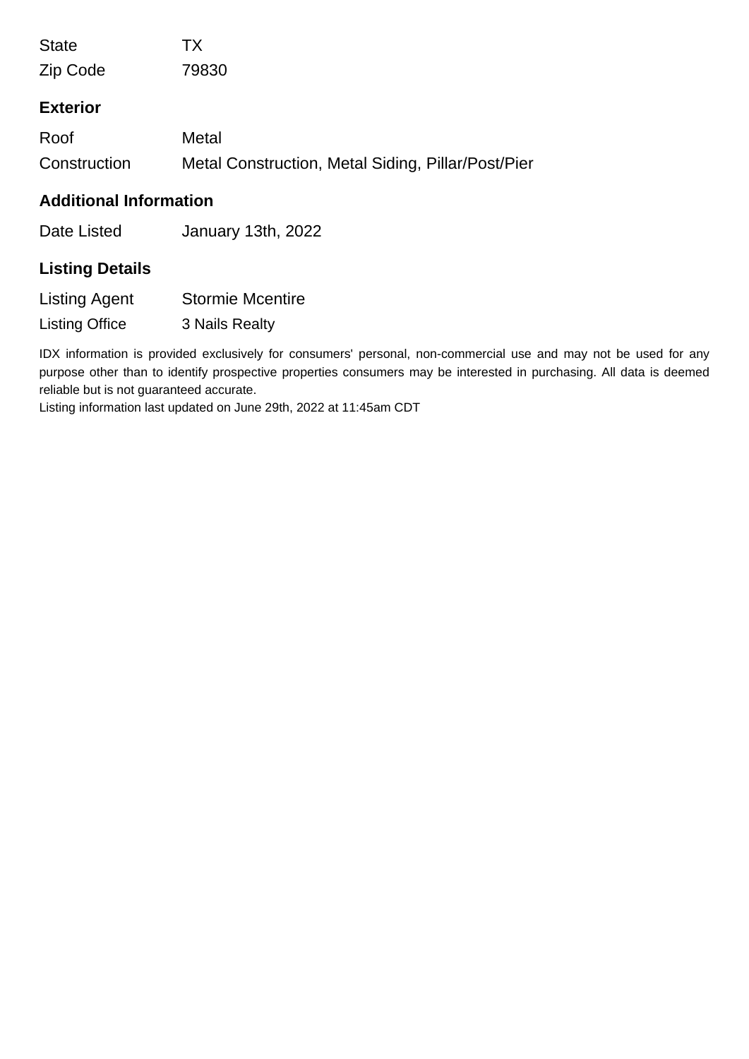| | |
|---|---|
| State | TX |
| Zip Code | 79830 |

### Exterior

| | |
|---|---|
| Roof | Metal |
| Construction | Metal Construction, Metal Siding, Pillar/Post/Pier |

### Additional Information

| | |
|---|---|
| Date Listed | January 13th, 2022 |

### Listing Details

| | |
|---|---|
| Listing Agent | Stormie Mcentire |
| Listing Office | 3 Nails Realty |

IDX information is provided exclusively for consumers' personal, non-commercial use and may not be used for any purpose other than to identify prospective properties consumers may be interested in purchasing. All data is deemed reliable but is not guaranteed accurate.

Listing information last updated on June 29th, 2022 at 11:45am CDT